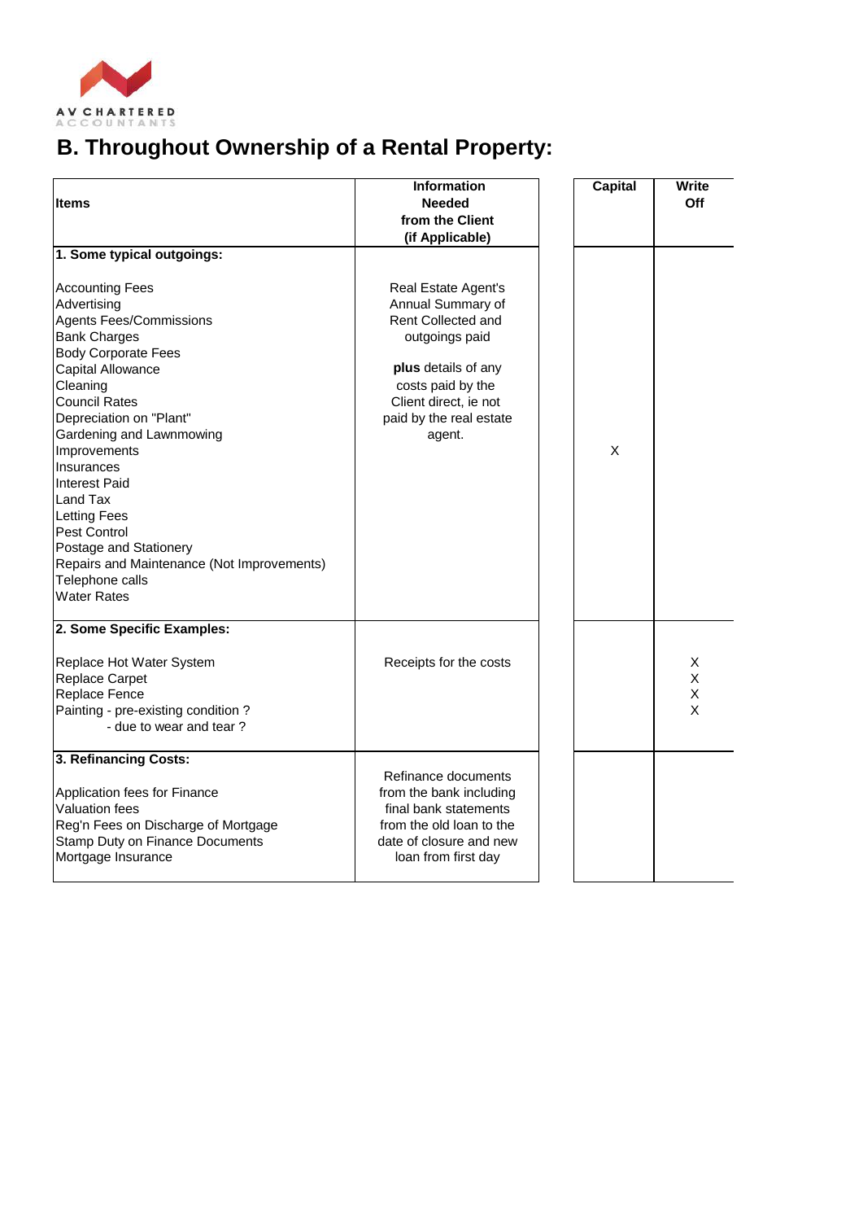AV CHARTERED ACCOUNTANTS

# B. Throughout Ownership of a Rental Property:

| Items | Information Needed from the Client (if Applicable) | Capital | Write Off |
|---|---|---|---|
| **1. Some typical outgoings:** | | | |
| Accounting Fees | Real Estate Agent's Annual Summary of Rent Collected and outgoings paid | | |
| Advertising | | | |
| Agents Fees/Commissions | | | |
| Bank Charges | | | |
| Body Corporate Fees | **plus** details of any costs paid by the Client direct, ie not paid by the real estate agent. | | |
| Capital Allowance | | | |
| Cleaning | | | |
| Council Rates | | | |
| Depreciation on "Plant" | | | |
| Gardening and Lawnmowing | | | |
| Improvements | | X | |
| Insurances | | | |
| Interest Paid | | | |
| Land Tax | | | |
| Letting Fees | | | |
| Pest Control | | | |
| Postage and Stationery | | | |
| Repairs and Maintenance (Not Improvements) | | | |
| Telephone calls | | | |
| Water Rates | | | |
| **2. Some Specific Examples:** | | | |
| Replace Hot Water System | Receipts for the costs | | X |
| Replace Carpet | | | X |
| Replace Fence | | | X |
| Painting - pre-existing condition ? | | | X |
| - due to wear and tear ? | | | |
| **3. Refinancing Costs:** | | | |
| Application fees for Finance | Refinance documents from the bank including final bank statements from the old loan to the date of closure and new loan from first day | | |
| Valuation fees | | | |
| Reg'n Fees on Discharge of Mortgage | | | |
| Stamp Duty on Finance Documents | | | |
| Mortgage Insurance | | | |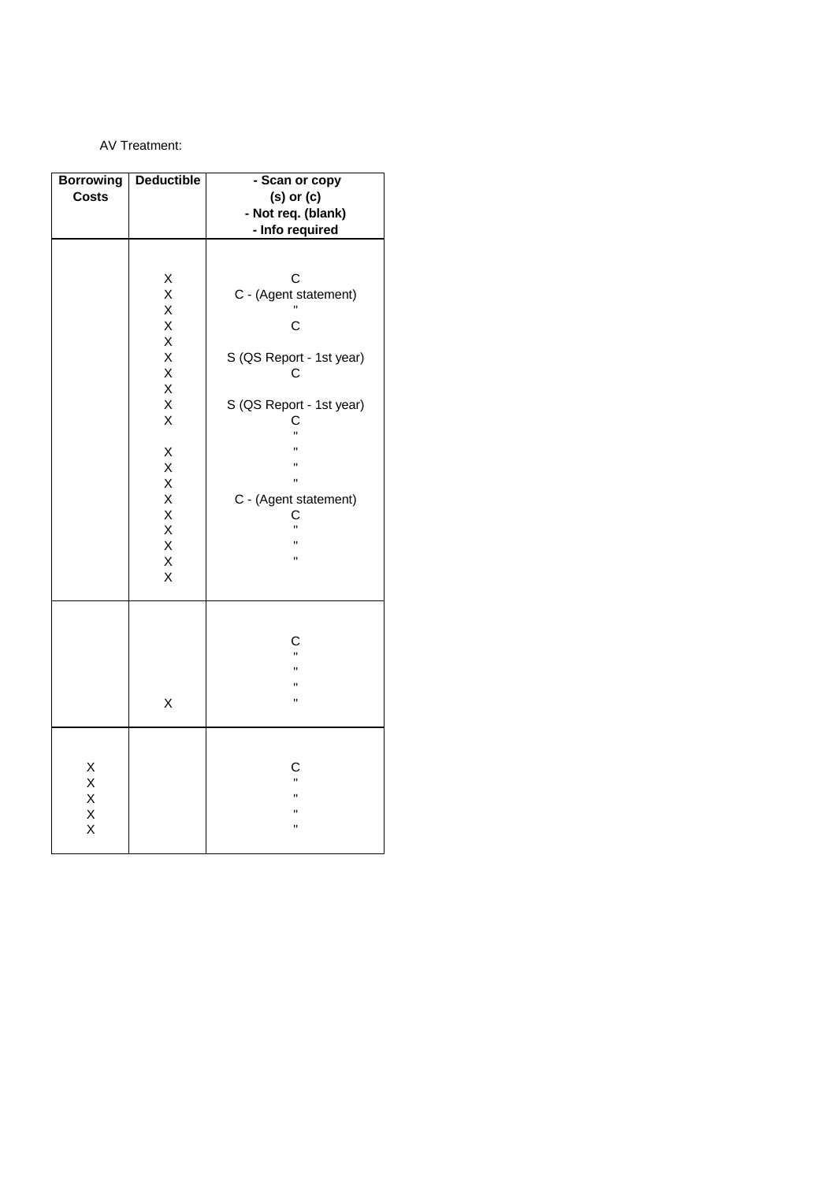AV Treatment:

| Borrowing Costs | Deductible | - Scan or copy (s) or (c) - Not req. (blank) - Info required |
|---|---|---|
| | X | C |
| | X | C - (Agent statement) |
| | X | " |
| | X | C |
| | X | |
| | X | S (QS Report - 1st year) |
| | X | C |
| | X | |
| | X | S (QS Report - 1st year) |
| | X | C |
| | | " |
| | X | " |
| | X | " |
| | X | " |
| | X | C - (Agent statement) |
| | X | C |
| | X | " |
| | X | " |
| | X | " |
| | X | |
| | | |
| | | C |
| | | " |
| | | " |
| | | " |
| | X | " |
| | | |
| X | | C |
| X | | " |
| X | | " |
| X | | " |
| X | | " |